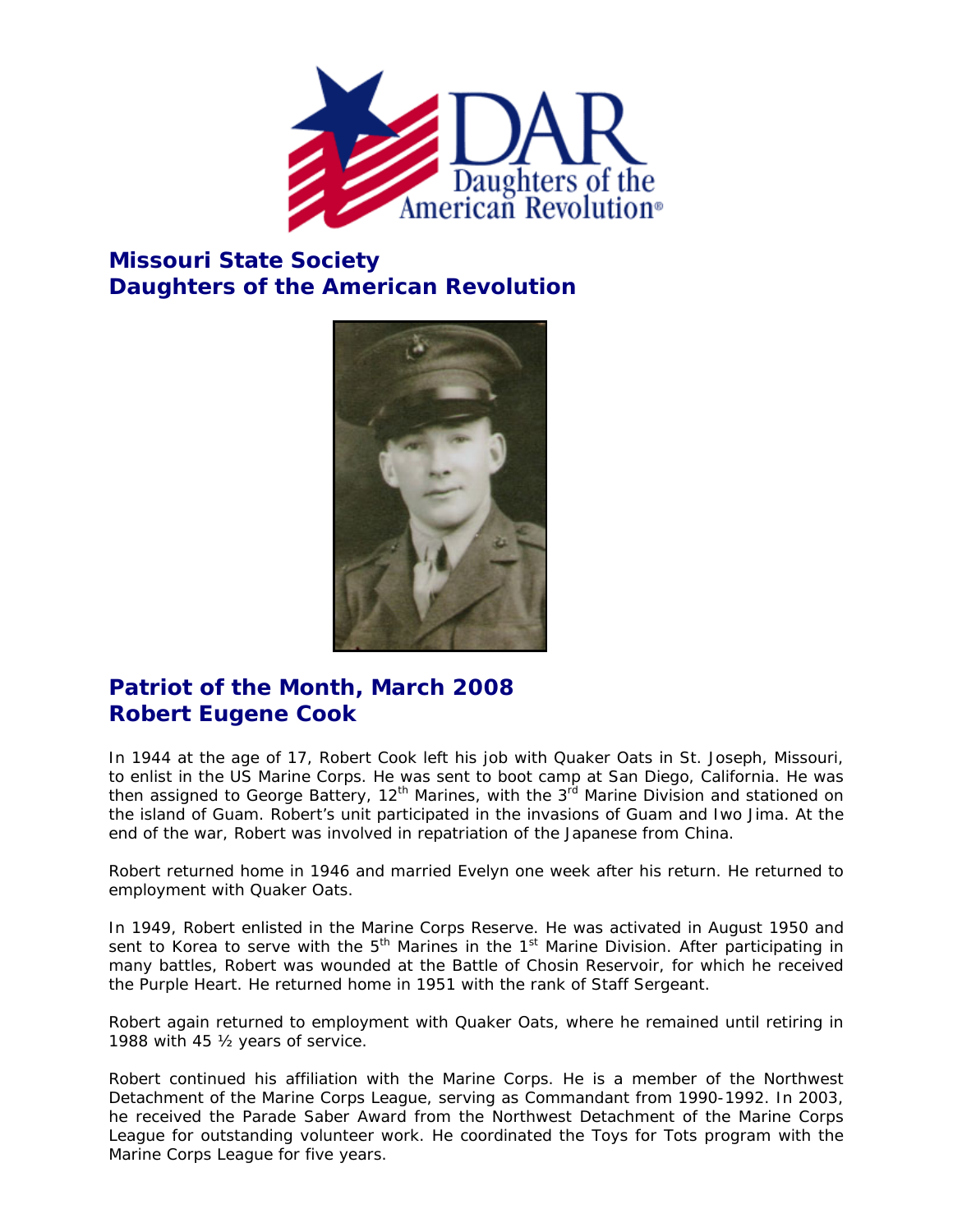## Missouri State Society
## Daughters of the American Revolution

## Patriot of the Month, March 2008
## Robert Eugene Cook

In 1944 at the age of 17, Robert Cook left his job with Quaker Oats in St. Joseph, Missouri, to enlist in the US Marine Corps. He was sent to boot camp at San Diego, California. He was then assigned to George Battery, 12th Marines, with the 3rd Marine Division and stationed on the island of Guam. Robert's unit participated in the invasions of Guam and Iwo Jima. At the end of the war, Robert was involved in repatriation of the Japanese from China.

Robert returned home in 1946 and married Evelyn one week after his return. He returned to employment with Quaker Oats.

In 1949, Robert enlisted in the Marine Corps Reserve. He was activated in August 1950 and sent to Korea to serve with the 5th Marines in the 1st Marine Division. After participating in many battles, Robert was wounded at the Battle of Chosin Reservoir, for which he received the Purple Heart. He returned home in 1951 with the rank of Staff Sergeant.

Robert again returned to employment with Quaker Oats, where he remained until retiring in 1988 with 45 ½ years of service.

Robert continued his affiliation with the Marine Corps. He is a member of the Northwest Detachment of the Marine Corps League, serving as Commandant from 1990-1992. In 2003, he received the Parade Saber Award from the Northwest Detachment of the Marine Corps League for outstanding volunteer work. He coordinated the Toys for Tots program with the Marine Corps League for five years.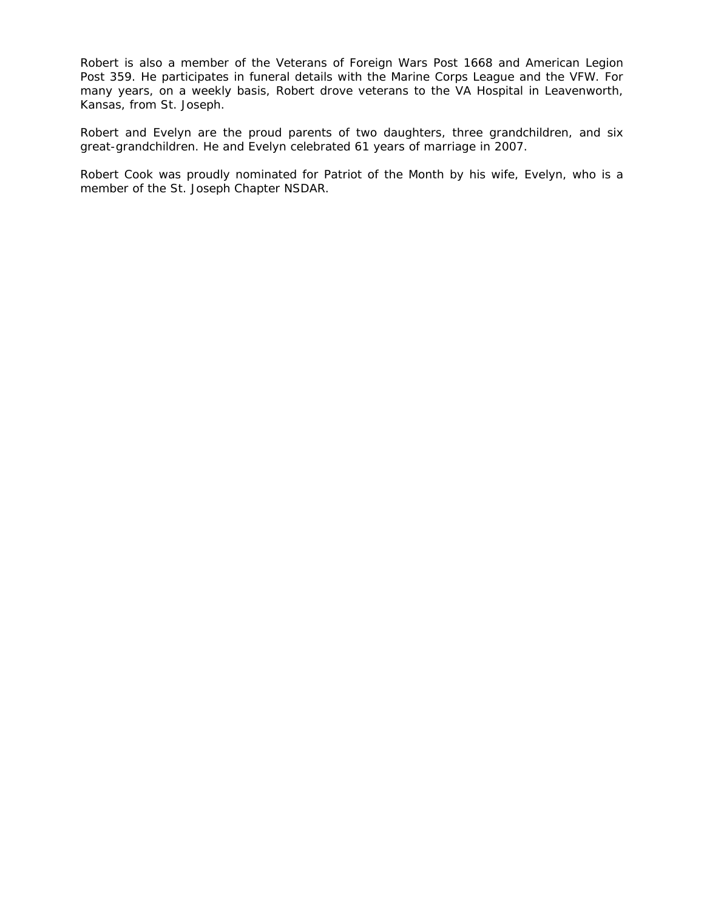Robert is also a member of the Veterans of Foreign Wars Post 1668 and American Legion Post 359. He participates in funeral details with the Marine Corps League and the VFW. For many years, on a weekly basis, Robert drove veterans to the VA Hospital in Leavenworth, Kansas, from St. Joseph.

Robert and Evelyn are the proud parents of two daughters, three grandchildren, and six great-grandchildren. He and Evelyn celebrated 61 years of marriage in 2007.

Robert Cook was proudly nominated for Patriot of the Month by his wife, Evelyn, who is a member of the St. Joseph Chapter NSDAR.